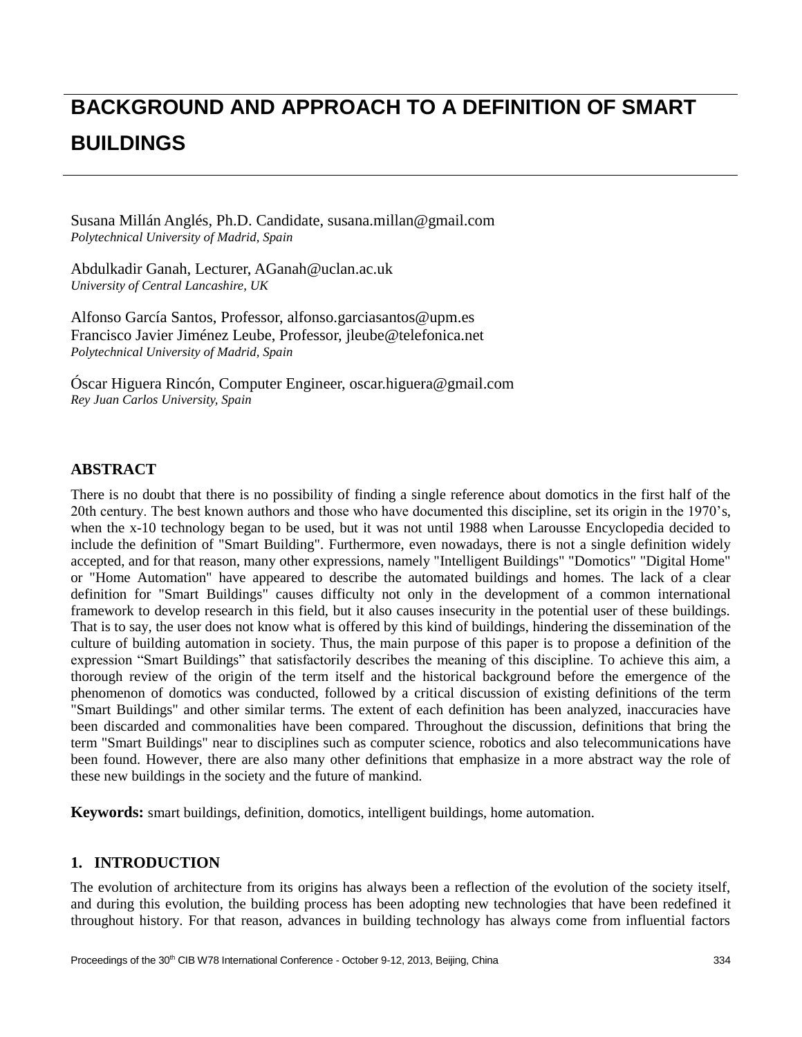// BACKGROUND AND APPROACH TO A DEFINITION OF SMART BUILDINGS

Susana Millán Anglés, Ph.D. Candidate, susana.millan@gmail.com
*Polytechnical University of Madrid, Spain*

Abdulkadir Ganah, Lecturer, AGanah@uclan.ac.uk
*University of Central Lancashire, UK*

Alfonso García Santos, Professor, alfonso.garciasantos@upm.es
Francisco Javier Jiménez Leube, Professor, jleube@telefonica.net
*Polytechnical University of Madrid, Spain*

Óscar Higuera Rincón, Computer Engineer, oscar.higuera@gmail.com
*Rey Juan Carlos University, Spain*

## ABSTRACT

There is no doubt that there is no possibility of finding a single reference about domotics in the first half of the 20th century. The best known authors and those who have documented this discipline, set its origin in the 1970's, when the x-10 technology began to be used, but it was not until 1988 when Larousse Encyclopedia decided to include the definition of "Smart Building". Furthermore, even nowadays, there is not a single definition widely accepted, and for that reason, many other expressions, namely "Intelligent Buildings" "Domotics" "Digital Home" or "Home Automation" have appeared to describe the automated buildings and homes. The lack of a clear definition for "Smart Buildings" causes difficulty not only in the development of a common international framework to develop research in this field, but it also causes insecurity in the potential user of these buildings. That is to say, the user does not know what is offered by this kind of buildings, hindering the dissemination of the culture of building automation in society. Thus, the main purpose of this paper is to propose a definition of the expression "Smart Buildings" that satisfactorily describes the meaning of this discipline. To achieve this aim, a thorough review of the origin of the term itself and the historical background before the emergence of the phenomenon of domotics was conducted, followed by a critical discussion of existing definitions of the term "Smart Buildings" and other similar terms. The extent of each definition has been analyzed, inaccuracies have been discarded and commonalities have been compared. Throughout the discussion, definitions that bring the term "Smart Buildings" near to disciplines such as computer science, robotics and also telecommunications have been found. However, there are also many other definitions that emphasize in a more abstract way the role of these new buildings in the society and the future of mankind.

**Keywords:** smart buildings, definition, domotics, intelligent buildings, home automation.

## 1. INTRODUCTION

The evolution of architecture from its origins has always been a reflection of the evolution of the society itself, and during this evolution, the building process has been adopting new technologies that have been redefined it throughout history. For that reason, advances in building technology has always come from influential factors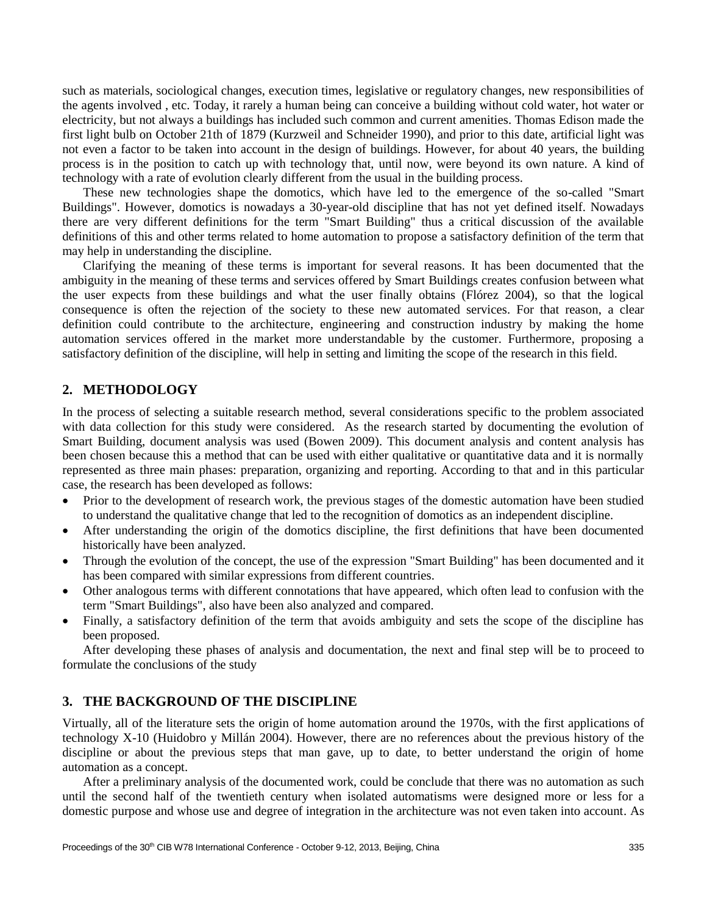such as materials, sociological changes, execution times, legislative or regulatory changes, new responsibilities of the agents involved , etc. Today, it rarely a human being can conceive a building without cold water, hot water or electricity, but not always a buildings has included such common and current amenities. Thomas Edison made the first light bulb on October 21th of 1879 (Kurzweil and Schneider 1990), and prior to this date, artificial light was not even a factor to be taken into account in the design of buildings. However, for about 40 years, the building process is in the position to catch up with technology that, until now, were beyond its own nature. A kind of technology with a rate of evolution clearly different from the usual in the building process.

These new technologies shape the domotics, which have led to the emergence of the so-called "Smart Buildings". However, domotics is nowadays a 30-year-old discipline that has not yet defined itself. Nowadays there are very different definitions for the term "Smart Building" thus a critical discussion of the available definitions of this and other terms related to home automation to propose a satisfactory definition of the term that may help in understanding the discipline.

Clarifying the meaning of these terms is important for several reasons. It has been documented that the ambiguity in the meaning of these terms and services offered by Smart Buildings creates confusion between what the user expects from these buildings and what the user finally obtains (Flórez 2004), so that the logical consequence is often the rejection of the society to these new automated services. For that reason, a clear definition could contribute to the architecture, engineering and construction industry by making the home automation services offered in the market more understandable by the customer. Furthermore, proposing a satisfactory definition of the discipline, will help in setting and limiting the scope of the research in this field.

## 2. METHODOLOGY

In the process of selecting a suitable research method, several considerations specific to the problem associated with data collection for this study were considered. As the research started by documenting the evolution of Smart Building, document analysis was used (Bowen 2009). This document analysis and content analysis has been chosen because this a method that can be used with either qualitative or quantitative data and it is normally represented as three main phases: preparation, organizing and reporting. According to that and in this particular case, the research has been developed as follows:

- Prior to the development of research work, the previous stages of the domestic automation have been studied to understand the qualitative change that led to the recognition of domotics as an independent discipline.
- After understanding the origin of the domotics discipline, the first definitions that have been documented historically have been analyzed.
- Through the evolution of the concept, the use of the expression "Smart Building" has been documented and it has been compared with similar expressions from different countries.
- Other analogous terms with different connotations that have appeared, which often lead to confusion with the term "Smart Buildings", also have been also analyzed and compared.
- Finally, a satisfactory definition of the term that avoids ambiguity and sets the scope of the discipline has been proposed.

After developing these phases of analysis and documentation, the next and final step will be to proceed to formulate the conclusions of the study

## 3. THE BACKGROUND OF THE DISCIPLINE

Virtually, all of the literature sets the origin of home automation around the 1970s, with the first applications of technology X-10 (Huidobro y Millán 2004). However, there are no references about the previous history of the discipline or about the previous steps that man gave, up to date, to better understand the origin of home automation as a concept.

After a preliminary analysis of the documented work, could be conclude that there was no automation as such until the second half of the twentieth century when isolated automatisms were designed more or less for a domestic purpose and whose use and degree of integration in the architecture was not even taken into account. As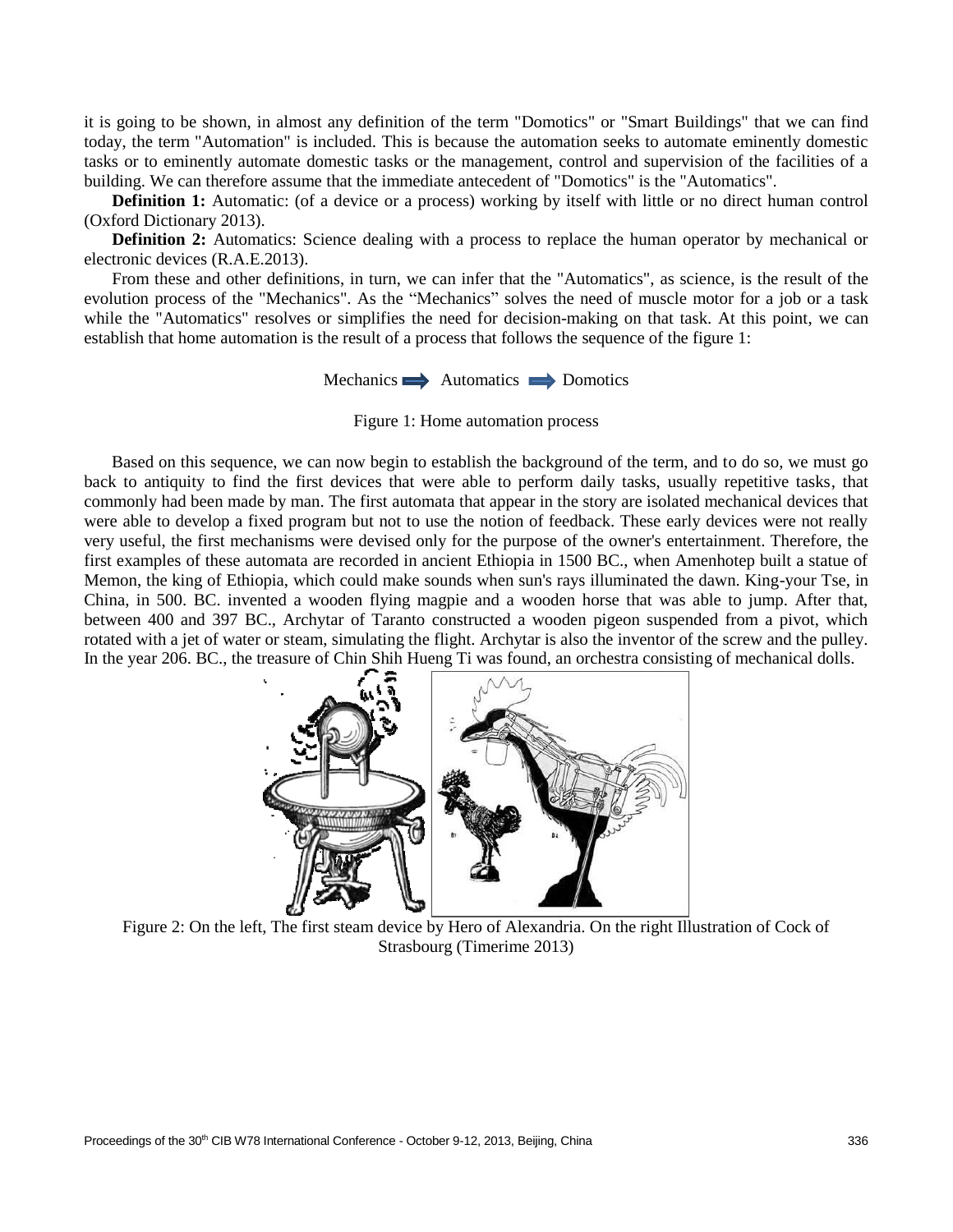it is going to be shown, in almost any definition of the term "Domotics" or "Smart Buildings" that we can find today, the term "Automation" is included. This is because the automation seeks to automate eminently domestic tasks or to eminently automate domestic tasks or the management, control and supervision of the facilities of a building. We can therefore assume that the immediate antecedent of "Domotics" is the "Automatics".

**Definition 1:** Automatic: (of a device or a process) working by itself with little or no direct human control (Oxford Dictionary 2013).

**Definition 2:** Automatics: Science dealing with a process to replace the human operator by mechanical or electronic devices (R.A.E.2013).

From these and other definitions, in turn, we can infer that the "Automatics", as science, is the result of the evolution process of the "Mechanics". As the "Mechanics" solves the need of muscle motor for a job or a task while the "Automatics" resolves or simplifies the need for decision-making on that task. At this point, we can establish that home automation is the result of a process that follows the sequence of the figure 1:

Mechanics ➡ Automatics ➡ Domotics

Figure 1: Home automation process

Based on this sequence, we can now begin to establish the background of the term, and to do so, we must go back to antiquity to find the first devices that were able to perform daily tasks, usually repetitive tasks, that commonly had been made by man. The first automata that appear in the story are isolated mechanical devices that were able to develop a fixed program but not to use the notion of feedback. These early devices were not really very useful, the first mechanisms were devised only for the purpose of the owner's entertainment. Therefore, the first examples of these automata are recorded in ancient Ethiopia in 1500 BC., when Amenhotep built a statue of Memon, the king of Ethiopia, which could make sounds when sun's rays illuminated the dawn. King-your Tse, in China, in 500. BC. invented a wooden flying magpie and a wooden horse that was able to jump. After that, between 400 and 397 BC., Archytar of Taranto constructed a wooden pigeon suspended from a pivot, which rotated with a jet of water or steam, simulating the flight. Archytar is also the inventor of the screw and the pulley. In the year 206. BC., the treasure of Chin Shih Hueng Ti was found, an orchestra consisting of mechanical dolls.

Figure 2: On the left, The first steam device by Hero of Alexandria. On the right Illustration of Cock of Strasbourg (Timerime 2013)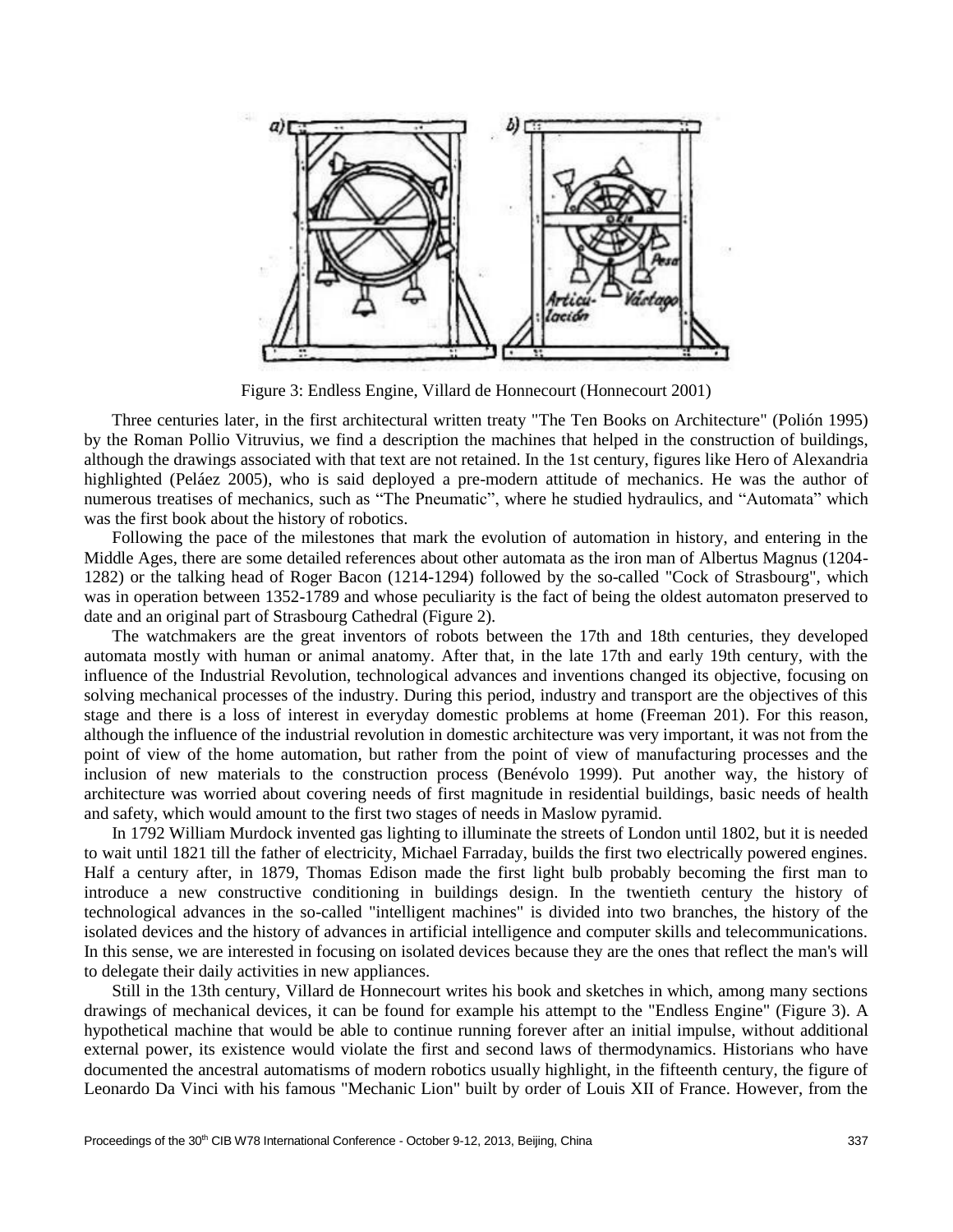Figure 3: Endless Engine, Villard de Honnecourt (Honnecourt 2001)

Three centuries later, in the first architectural written treaty "The Ten Books on Architecture" (Polión 1995) by the Roman Pollio Vitruvius, we find a description the machines that helped in the construction of buildings, although the drawings associated with that text are not retained. In the 1st century, figures like Hero of Alexandria highlighted (Peláez 2005), who is said deployed a pre-modern attitude of mechanics. He was the author of numerous treatises of mechanics, such as “The Pneumatic”, where he studied hydraulics, and “Automata” which was the first book about the history of robotics.

Following the pace of the milestones that mark the evolution of automation in history, and entering in the Middle Ages, there are some detailed references about other automata as the iron man of Albertus Magnus (1204-1282) or the talking head of Roger Bacon (1214-1294) followed by the so-called "Cock of Strasbourg", which was in operation between 1352-1789 and whose peculiarity is the fact of being the oldest automaton preserved to date and an original part of Strasbourg Cathedral (Figure 2).

The watchmakers are the great inventors of robots between the 17th and 18th centuries, they developed automata mostly with human or animal anatomy. After that, in the late 17th and early 19th century, with the influence of the Industrial Revolution, technological advances and inventions changed its objective, focusing on solving mechanical processes of the industry. During this period, industry and transport are the objectives of this stage and there is a loss of interest in everyday domestic problems at home (Freeman 201). For this reason, although the influence of the industrial revolution in domestic architecture was very important, it was not from the point of view of the home automation, but rather from the point of view of manufacturing processes and the inclusion of new materials to the construction process (Benévolo 1999). Put another way, the history of architecture was worried about covering needs of first magnitude in residential buildings, basic needs of health and safety, which would amount to the first two stages of needs in Maslow pyramid.

In 1792 William Murdock invented gas lighting to illuminate the streets of London until 1802, but it is needed to wait until 1821 till the father of electricity, Michael Farraday, builds the first two electrically powered engines. Half a century after, in 1879, Thomas Edison made the first light bulb probably becoming the first man to introduce a new constructive conditioning in buildings design. In the twentieth century the history of technological advances in the so-called "intelligent machines" is divided into two branches, the history of the isolated devices and the history of advances in artificial intelligence and computer skills and telecommunications. In this sense, we are interested in focusing on isolated devices because they are the ones that reflect the man's will to delegate their daily activities in new appliances.

Still in the 13th century, Villard de Honnecourt writes his book and sketches in which, among many sections drawings of mechanical devices, it can be found for example his attempt to the "Endless Engine" (Figure 3). A hypothetical machine that would be able to continue running forever after an initial impulse, without additional external power, its existence would violate the first and second laws of thermodynamics. Historians who have documented the ancestral automatisms of modern robotics usually highlight, in the fifteenth century, the figure of Leonardo Da Vinci with his famous "Mechanic Lion" built by order of Louis XII of France. However, from the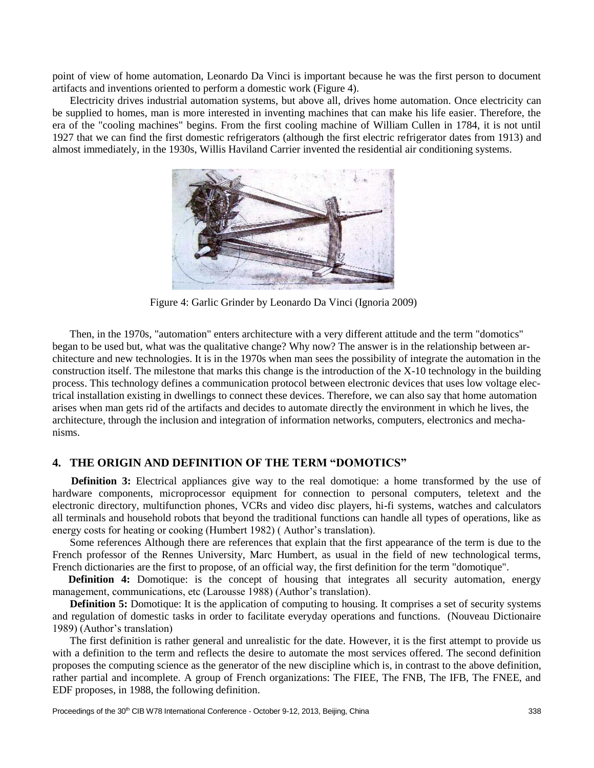point of view of home automation, Leonardo Da Vinci is important because he was the first person to document artifacts and inventions oriented to perform a domestic work (Figure 4).

Electricity drives industrial automation systems, but above all, drives home automation. Once electricity can be supplied to homes, man is more interested in inventing machines that can make his life easier. Therefore, the era of the "cooling machines" begins. From the first cooling machine of William Cullen in 1784, it is not until 1927 that we can find the first domestic refrigerators (although the first electric refrigerator dates from 1913) and almost immediately, in the 1930s, Willis Haviland Carrier invented the residential air conditioning systems.

Figure 4: Garlic Grinder by Leonardo Da Vinci (Ignoria 2009)

Then, in the 1970s, "automation" enters architecture with a very different attitude and the term "domotics" began to be used but, what was the qualitative change? Why now? The answer is in the relationship between architecture and new technologies. It is in the 1970s when man sees the possibility of integrate the automation in the construction itself. The milestone that marks this change is the introduction of the X-10 technology in the building process. This technology defines a communication protocol between electronic devices that uses low voltage electrical installation existing in dwellings to connect these devices. Therefore, we can also say that home automation arises when man gets rid of the artifacts and decides to automate directly the environment in which he lives, the architecture, through the inclusion and integration of information networks, computers, electronics and mechanisms.

## 4. THE ORIGIN AND DEFINITION OF THE TERM "DOMOTICS"

**Definition 3:** Electrical appliances give way to the real domotique: a home transformed by the use of hardware components, microprocessor equipment for connection to personal computers, teletext and the electronic directory, multifunction phones, VCRs and video disc players, hi-fi systems, watches and calculators all terminals and household robots that beyond the traditional functions can handle all types of operations, like as energy costs for heating or cooking (Humbert 1982) ( Author's translation).

Some references Although there are references that explain that the first appearance of the term is due to the French professor of the Rennes University, Marc Humbert, as usual in the field of new technological terms, French dictionaries are the first to propose, of an official way, the first definition for the term "domotique".

**Definition 4:** Domotique: is the concept of housing that integrates all security automation, energy management, communications, etc (Larousse 1988) (Author's translation).

**Definition 5:** Domotique: It is the application of computing to housing. It comprises a set of security systems and regulation of domestic tasks in order to facilitate everyday operations and functions. (Nouveau Dictionaire 1989) (Author's translation)

The first definition is rather general and unrealistic for the date. However, it is the first attempt to provide us with a definition to the term and reflects the desire to automate the most services offered. The second definition proposes the computing science as the generator of the new discipline which is, in contrast to the above definition, rather partial and incomplete. A group of French organizations: The FIEE, The FNB, The IFB, The FNEE, and EDF proposes, in 1988, the following definition.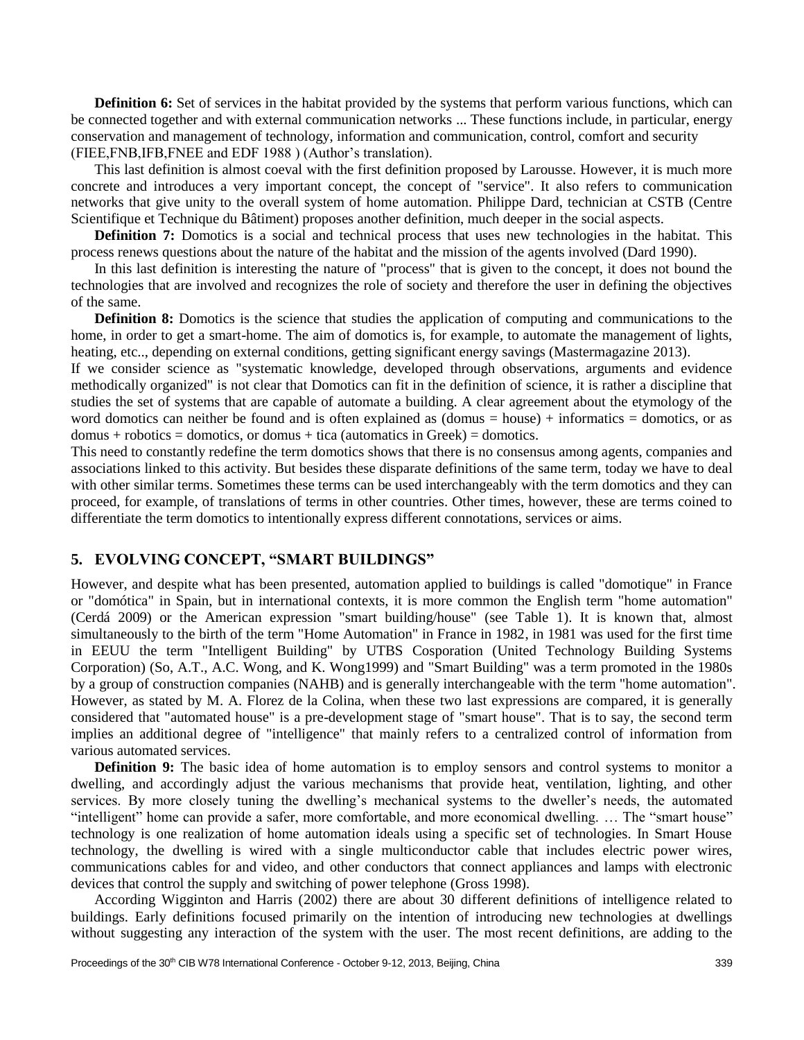**Definition 6:** Set of services in the habitat provided by the systems that perform various functions, which can be connected together and with external communication networks ... These functions include, in particular, energy conservation and management of technology, information and communication, control, comfort and security (FIEE,FNB,IFB,FNEE and EDF 1988 ) (Author's translation).

This last definition is almost coeval with the first definition proposed by Larousse. However, it is much more concrete and introduces a very important concept, the concept of "service". It also refers to communication networks that give unity to the overall system of home automation. Philippe Dard, technician at CSTB (Centre Scientifique et Technique du Bâtiment) proposes another definition, much deeper in the social aspects.

**Definition 7:** Domotics is a social and technical process that uses new technologies in the habitat. This process renews questions about the nature of the habitat and the mission of the agents involved (Dard 1990).

In this last definition is interesting the nature of "process" that is given to the concept, it does not bound the technologies that are involved and recognizes the role of society and therefore the user in defining the objectives of the same.

**Definition 8:** Domotics is the science that studies the application of computing and communications to the home, in order to get a smart-home. The aim of domotics is, for example, to automate the management of lights, heating, etc.., depending on external conditions, getting significant energy savings (Mastermagazine 2013).

If we consider science as "systematic knowledge, developed through observations, arguments and evidence methodically organized" is not clear that Domotics can fit in the definition of science, it is rather a discipline that studies the set of systems that are capable of automate a building. A clear agreement about the etymology of the word domotics can neither be found and is often explained as (domus = house) + informatics = domotics, or as domus + robotics = domotics, or domus + tica (automatics in Greek) = domotics.

This need to constantly redefine the term domotics shows that there is no consensus among agents, companies and associations linked to this activity. But besides these disparate definitions of the same term, today we have to deal with other similar terms. Sometimes these terms can be used interchangeably with the term domotics and they can proceed, for example, of translations of terms in other countries. Other times, however, these are terms coined to differentiate the term domotics to intentionally express different connotations, services or aims.

## 5. EVOLVING CONCEPT, "SMART BUILDINGS"

However, and despite what has been presented, automation applied to buildings is called "domotique" in France or "domótica" in Spain, but in international contexts, it is more common the English term "home automation" (Cerdá 2009) or the American expression "smart building/house" (see Table 1). It is known that, almost simultaneously to the birth of the term "Home Automation" in France in 1982, in 1981 was used for the first time in EEUU the term "Intelligent Building" by UTBS Cosporation (United Technology Building Systems Corporation) (So, A.T., A.C. Wong, and K. Wong1999) and "Smart Building" was a term promoted in the 1980s by a group of construction companies (NAHB) and is generally interchangeable with the term "home automation". However, as stated by M. A. Florez de la Colina, when these two last expressions are compared, it is generally considered that "automated house" is a pre-development stage of "smart house". That is to say, the second term implies an additional degree of "intelligence" that mainly refers to a centralized control of information from various automated services.

**Definition 9:** The basic idea of home automation is to employ sensors and control systems to monitor a dwelling, and accordingly adjust the various mechanisms that provide heat, ventilation, lighting, and other services. By more closely tuning the dwelling's mechanical systems to the dweller's needs, the automated "intelligent" home can provide a safer, more comfortable, and more economical dwelling. … The "smart house" technology is one realization of home automation ideals using a specific set of technologies. In Smart House technology, the dwelling is wired with a single multiconductor cable that includes electric power wires, communications cables for and video, and other conductors that connect appliances and lamps with electronic devices that control the supply and switching of power telephone (Gross 1998).

According Wigginton and Harris (2002) there are about 30 different definitions of intelligence related to buildings. Early definitions focused primarily on the intention of introducing new technologies at dwellings without suggesting any interaction of the system with the user. The most recent definitions, are adding to the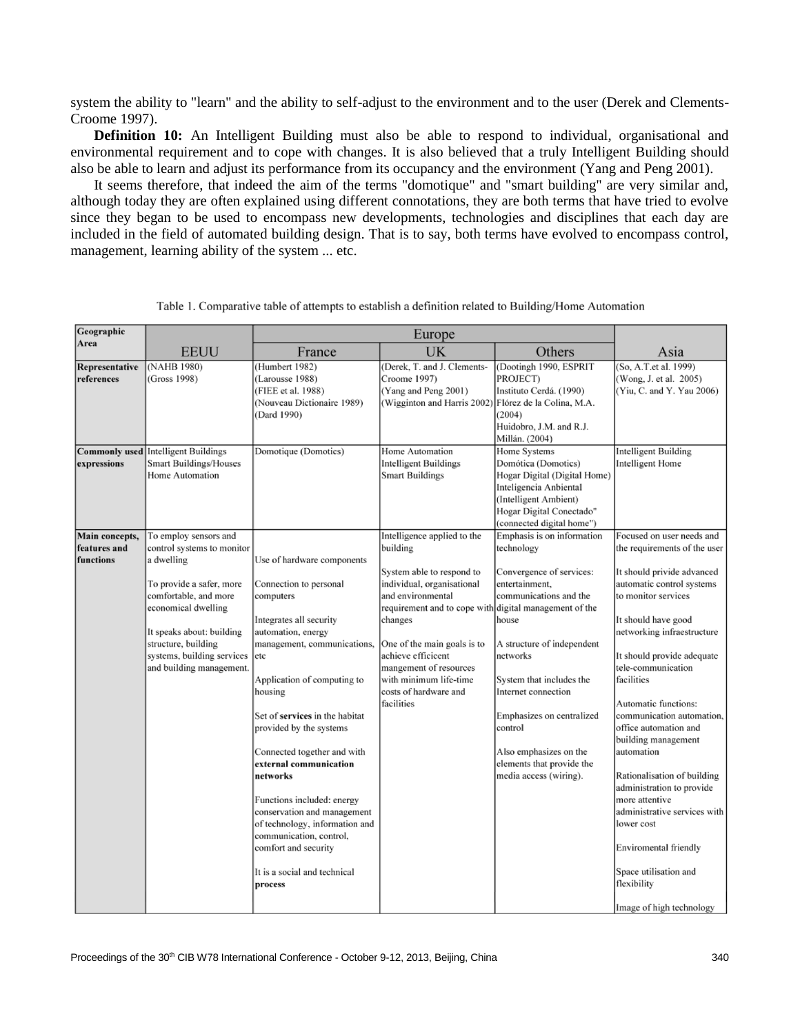system the ability to "learn" and the ability to self-adjust to the environment and to the user (Derek and Clements-Croome 1997).

**Definition 10:** An Intelligent Building must also be able to respond to individual, organisational and environmental requirement and to cope with changes. It is also believed that a truly Intelligent Building should also be able to learn and adjust its performance from its occupancy and the environment (Yang and Peng 2001).

It seems therefore, that indeed the aim of the terms "domotique" and "smart building" are very similar and, although today they are often explained using different connotations, they are both terms that have tried to evolve since they began to be used to encompass new developments, technologies and disciplines that each day are included in the field of automated building design. That is to say, both terms have evolved to encompass control, management, learning ability of the system ... etc.

Table 1. Comparative table of attempts to establish a definition related to Building/Home Automation

| Geographic Area | | Europe | | | |
|---|---|---|---|---|---|
| | EEUU | France | UK | Others | Asia |
| **Representative references** | (NAHB 1980)<br>(Gross 1998) | (Humbert 1982)<br>(Larousse 1988)<br>(FIEE et al. 1988)<br>(Nouveau Dictionaire 1989)<br>(Dard 1990) | (Derek, T. and J. Clements-Croome 1997)<br>(Yang and Peng 2001)<br>(Wigginton and Harris 2002) | (Dootingh 1990, ESPRIT PROJECT)<br>Instituto Cerdá. (1990)<br>Flórez de la Colina, M.A. (2004)<br>Huidobro, J.M. and R.J. Millán. (2004) | (So, A.T.et al. 1999)<br>(Wong, J. et al. 2005)<br>(Yiu, C. and Y. Yau 2006) |
| **Commonly used expressions** | Intelligent Buildings<br>Smart Buildings/Houses<br>Home Automation | Domotique (Domotics) | Home Automation<br>Intelligent Buildings<br>Smart Buildings | Home Systems<br>Domótica (Domotics)<br>Hogar Digital (Digital Home)<br>Inteligencia Anbiental (Intelligent Ambient)<br>Hogar Digital Conectado" (connected digital home") | Intelligent Building<br>Intelligent Home |
| **Main concepts, features and functions** | To employ sensors and control systems to monitor a dwelling<br><br>To provide a safer, more comfortable, and more economical dwelling<br><br>It speaks about: building structure, building systems, building services and building management. | Use of hardware components<br><br>Connection to personal computers<br><br>Integrates all security automation, energy management, communications, etc<br><br>Application of computing to housing<br><br>Set of **services** in the habitat provided by the systems<br><br>Connected together and with **external communication networks**<br><br>Functions included: energy conservation and management of technology, information and communication, control, comfort and security<br><br>It is a social and technical **process** | Intelligence applied to the building<br><br>System able to respond to individual, organisational and environmental requirement and to cope with changes<br><br>One of the main goals is to achieve efficicent mangement of resources with minimum life-time costs of hardware and facilities | Emphasis is on information technology<br><br>Convergence of services: entertainment, communications and the digital management of the house<br><br>A structure of independent networks<br><br>System that includes the Internet connection<br><br>Emphasizes on centralized control<br><br>Also emphasizes on the elements that provide the media access (wiring). | Focused on user needs and the requirements of the user<br><br>It should privide advanced automatic control systems to monitor services<br><br>It should have good networking infraestructure<br><br>It should provide adequate tele-communication facilities<br><br>Automatic functions: communication automation, office automation and building management automation<br><br>Rationalisation of building administration to provide more attentive administrative services with lower cost<br><br>Enviromental friendly<br><br>Space utilisation and flexibility<br><br>Image of high technology |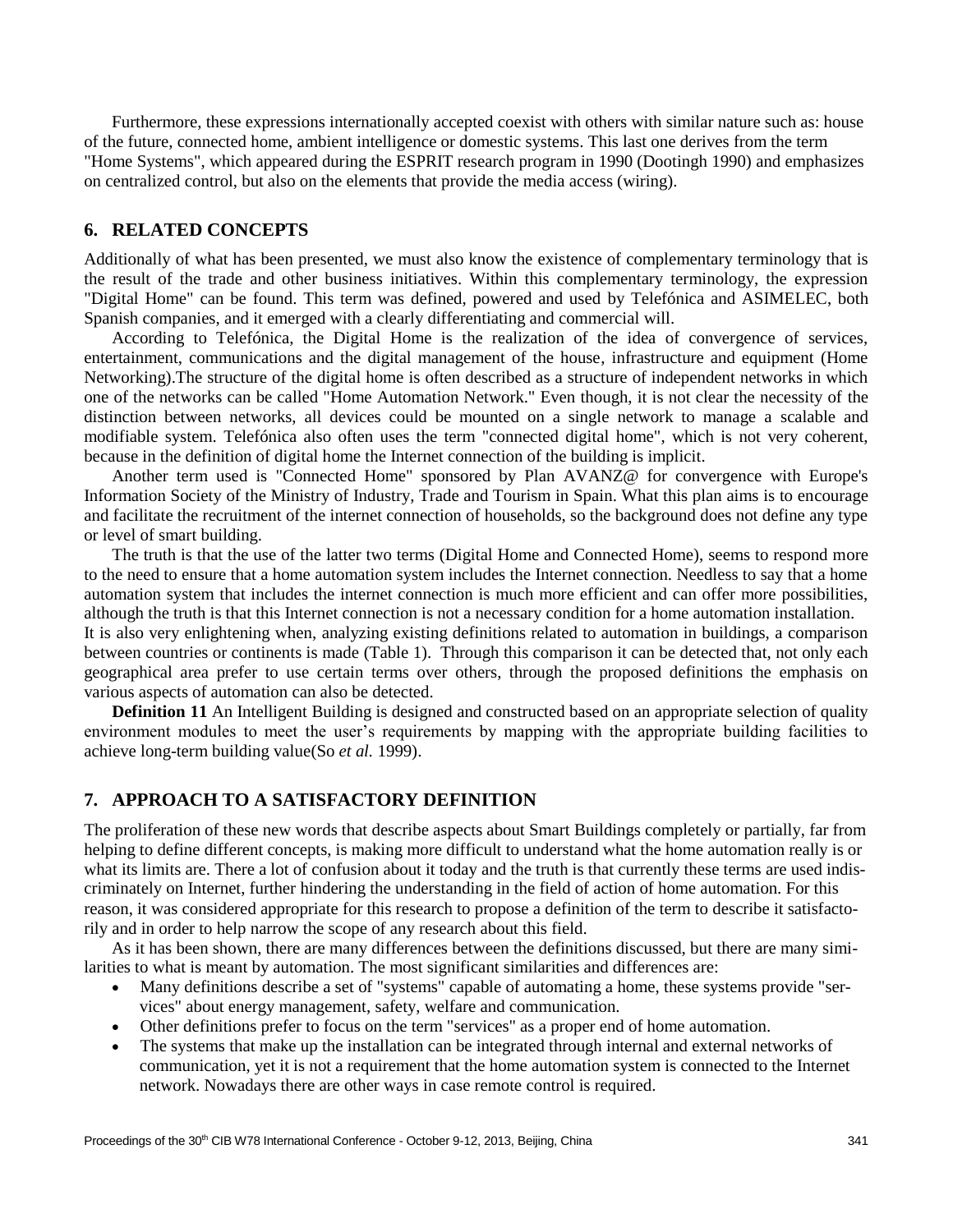Furthermore, these expressions internationally accepted coexist with others with similar nature such as: house of the future, connected home, ambient intelligence or domestic systems. This last one derives from the term "Home Systems", which appeared during the ESPRIT research program in 1990 (Dootingh 1990) and emphasizes on centralized control, but also on the elements that provide the media access (wiring).

## 6. RELATED CONCEPTS

Additionally of what has been presented, we must also know the existence of complementary terminology that is the result of the trade and other business initiatives. Within this complementary terminology, the expression "Digital Home" can be found. This term was defined, powered and used by Telefónica and ASIMELEC, both Spanish companies, and it emerged with a clearly differentiating and commercial will.

According to Telefónica, the Digital Home is the realization of the idea of convergence of services, entertainment, communications and the digital management of the house, infrastructure and equipment (Home Networking).The structure of the digital home is often described as a structure of independent networks in which one of the networks can be called "Home Automation Network." Even though, it is not clear the necessity of the distinction between networks, all devices could be mounted on a single network to manage a scalable and modifiable system. Telefónica also often uses the term "connected digital home", which is not very coherent, because in the definition of digital home the Internet connection of the building is implicit.

Another term used is "Connected Home" sponsored by Plan AVANZ@ for convergence with Europe's Information Society of the Ministry of Industry, Trade and Tourism in Spain. What this plan aims is to encourage and facilitate the recruitment of the internet connection of households, so the background does not define any type or level of smart building.

The truth is that the use of the latter two terms (Digital Home and Connected Home), seems to respond more to the need to ensure that a home automation system includes the Internet connection. Needless to say that a home automation system that includes the internet connection is much more efficient and can offer more possibilities, although the truth is that this Internet connection is not a necessary condition for a home automation installation.

It is also very enlightening when, analyzing existing definitions related to automation in buildings, a comparison between countries or continents is made (Table 1). Through this comparison it can be detected that, not only each geographical area prefer to use certain terms over others, through the proposed definitions the emphasis on various aspects of automation can also be detected.

**Definition 11** An Intelligent Building is designed and constructed based on an appropriate selection of quality environment modules to meet the user's requirements by mapping with the appropriate building facilities to achieve long-term building value(So *et al.* 1999).

## 7. APPROACH TO A SATISFACTORY DEFINITION

The proliferation of these new words that describe aspects about Smart Buildings completely or partially, far from helping to define different concepts, is making more difficult to understand what the home automation really is or what its limits are. There a lot of confusion about it today and the truth is that currently these terms are used indiscriminately on Internet, further hindering the understanding in the field of action of home automation. For this reason, it was considered appropriate for this research to propose a definition of the term to describe it satisfactorily and in order to help narrow the scope of any research about this field.

As it has been shown, there are many differences between the definitions discussed, but there are many similarities to what is meant by automation. The most significant similarities and differences are:

- Many definitions describe a set of "systems" capable of automating a home, these systems provide "services" about energy management, safety, welfare and communication.
- Other definitions prefer to focus on the term "services" as a proper end of home automation.
- The systems that make up the installation can be integrated through internal and external networks of communication, yet it is not a requirement that the home automation system is connected to the Internet network. Nowadays there are other ways in case remote control is required.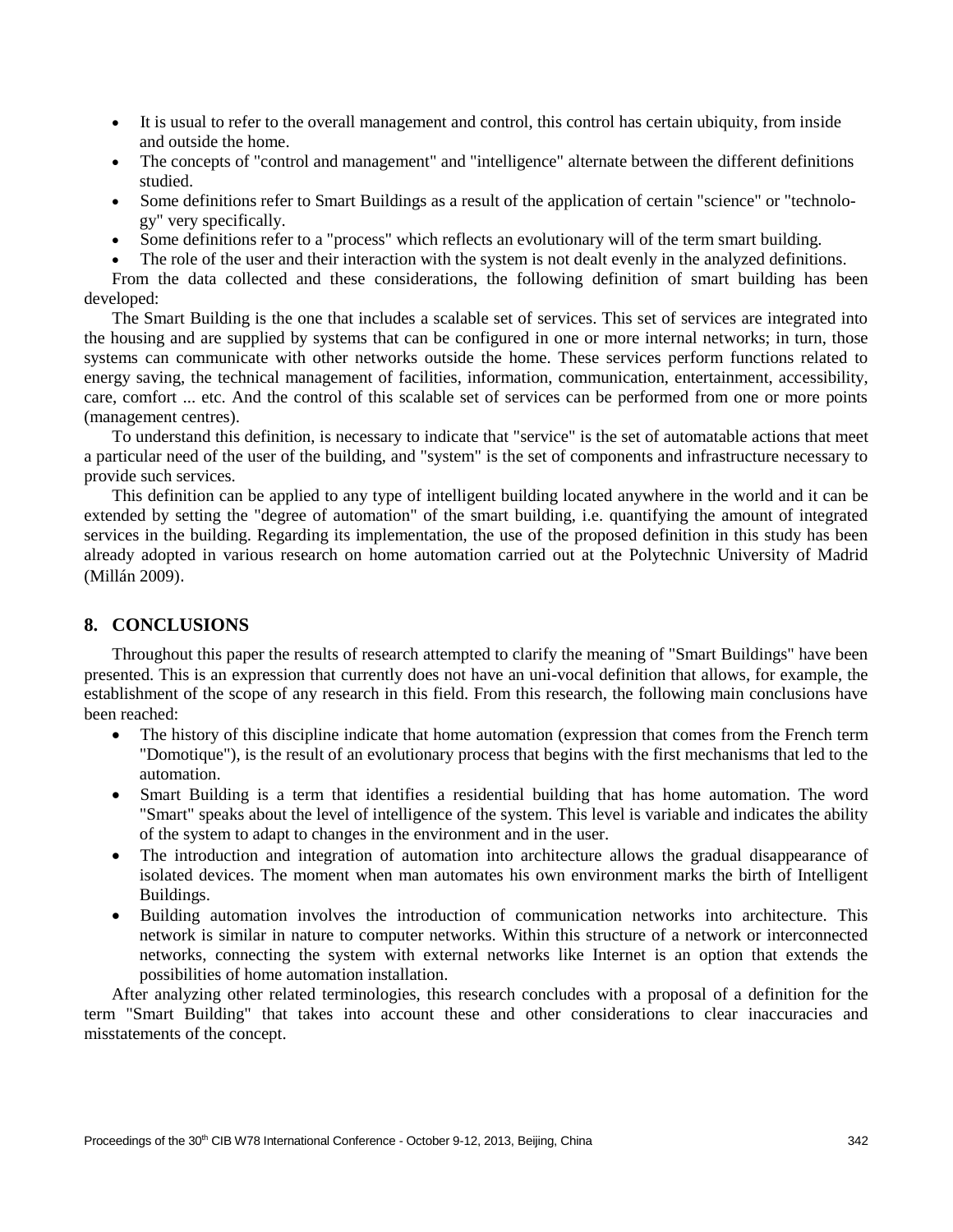- It is usual to refer to the overall management and control, this control has certain ubiquity, from inside and outside the home.
- The concepts of "control and management" and "intelligence" alternate between the different definitions studied.
- Some definitions refer to Smart Buildings as a result of the application of certain "science" or "technology" very specifically.
- Some definitions refer to a "process" which reflects an evolutionary will of the term smart building.
- The role of the user and their interaction with the system is not dealt evenly in the analyzed definitions.

From the data collected and these considerations, the following definition of smart building has been developed:

The Smart Building is the one that includes a scalable set of services. This set of services are integrated into the housing and are supplied by systems that can be configured in one or more internal networks; in turn, those systems can communicate with other networks outside the home. These services perform functions related to energy saving, the technical management of facilities, information, communication, entertainment, accessibility, care, comfort ... etc. And the control of this scalable set of services can be performed from one or more points (management centres).

To understand this definition, is necessary to indicate that "service" is the set of automatable actions that meet a particular need of the user of the building, and "system" is the set of components and infrastructure necessary to provide such services.

This definition can be applied to any type of intelligent building located anywhere in the world and it can be extended by setting the "degree of automation" of the smart building, i.e. quantifying the amount of integrated services in the building. Regarding its implementation, the use of the proposed definition in this study has been already adopted in various research on home automation carried out at the Polytechnic University of Madrid (Millán 2009).

## 8. CONCLUSIONS

Throughout this paper the results of research attempted to clarify the meaning of "Smart Buildings" have been presented. This is an expression that currently does not have an uni-vocal definition that allows, for example, the establishment of the scope of any research in this field. From this research, the following main conclusions have been reached:

- The history of this discipline indicate that home automation (expression that comes from the French term "Domotique"), is the result of an evolutionary process that begins with the first mechanisms that led to the automation.
- Smart Building is a term that identifies a residential building that has home automation. The word "Smart" speaks about the level of intelligence of the system. This level is variable and indicates the ability of the system to adapt to changes in the environment and in the user.
- The introduction and integration of automation into architecture allows the gradual disappearance of isolated devices. The moment when man automates his own environment marks the birth of Intelligent Buildings.
- Building automation involves the introduction of communication networks into architecture. This network is similar in nature to computer networks. Within this structure of a network or interconnected networks, connecting the system with external networks like Internet is an option that extends the possibilities of home automation installation.

After analyzing other related terminologies, this research concludes with a proposal of a definition for the term "Smart Building" that takes into account these and other considerations to clear inaccuracies and misstatements of the concept.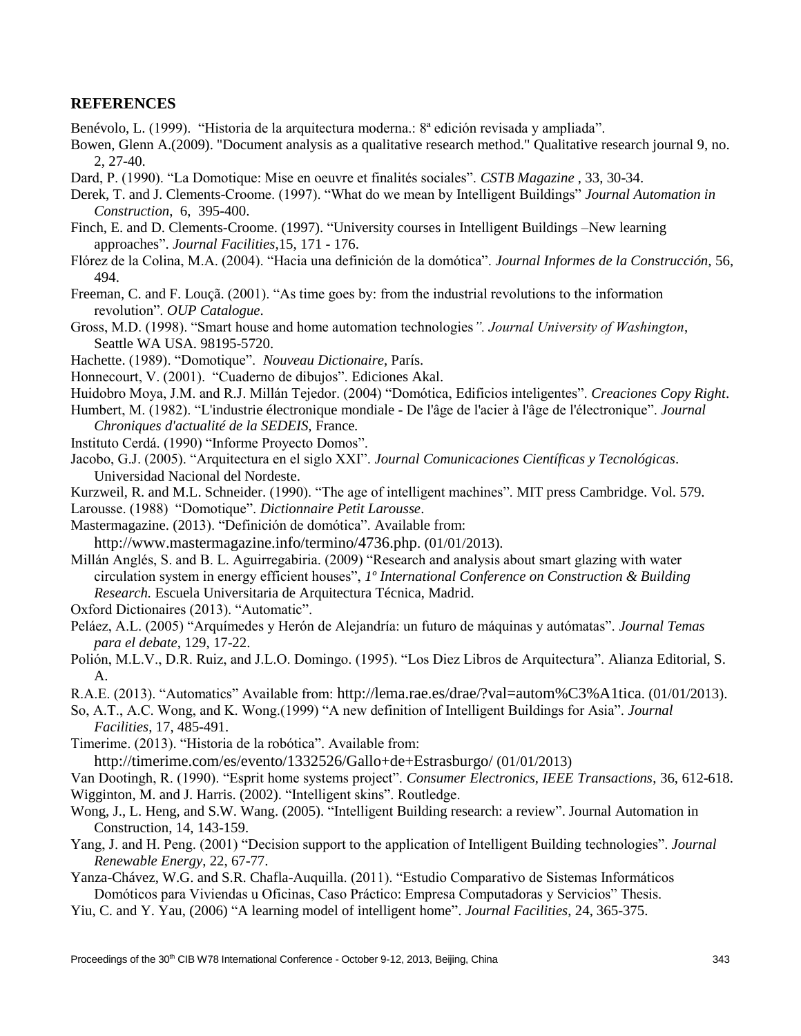## REFERENCES

Benévolo, L. (1999). "Historia de la arquitectura moderna.: 8ª edición revisada y ampliada".

Bowen, Glenn A.(2009). "Document analysis as a qualitative research method." Qualitative research journal 9, no. 2, 27-40.

Dard, P. (1990). "La Domotique: Mise en oeuvre et finalités sociales". *CSTB Magazine* , 33, 30-34.

Derek, T. and J. Clements-Croome. (1997). "What do we mean by Intelligent Buildings" *Journal Automation in Construction*, 6, 395-400.

Finch, E. and D. Clements-Croome. (1997). "University courses in Intelligent Buildings –New learning approaches". *Journal Facilities*,15, 171 - 176.

Flórez de la Colina, M.A. (2004). "Hacia una definición de la domótica". *Journal Informes de la Construcción,* 56, 494.

Freeman, C. and F. Louçã. (2001). "As time goes by: from the industrial revolutions to the information revolution". *OUP Catalogue*.

Gross, M.D. (1998). "Smart house and home automation technologies*". Journal University of Washington*, Seattle WA USA. 98195-5720.

Hachette. (1989). "Domotique". *Nouveau Dictionaire*, París.

Honnecourt, V. (2001). "Cuaderno de dibujos". Ediciones Akal.

Huidobro Moya, J.M. and R.J. Millán Tejedor. (2004) "Domótica, Edificios inteligentes". *Creaciones Copy Right*.

Humbert, M. (1982). "L'industrie électronique mondiale - De l'âge de l'acier à l'âge de l'électronique". *Journal Chroniques d'actualité de la SEDEIS,* France*.*

Instituto Cerdá. (1990) "Informe Proyecto Domos".

Jacobo, G.J. (2005). "Arquitectura en el siglo XXI". *Journal Comunicaciones Científicas y Tecnológicas*. Universidad Nacional del Nordeste.

Kurzweil, R. and M.L. Schneider. (1990). "The age of intelligent machines". MIT press Cambridge. Vol. 579.

Larousse. (1988) "Domotique". *Dictionnaire Petit Larousse*.

Mastermagazine. (2013). "Definición de domótica". Available from: http://www.mastermagazine.info/termino/4736.php. (01/01/2013).

Millán Anglés, S. and B. L. Aguirregabiria. (2009) "Research and analysis about smart glazing with water circulation system in energy efficient houses", *1º International Conference on Construction & Building Research.* Escuela Universitaria de Arquitectura Técnica, Madrid.

Oxford Dictionaires (2013). "Automatic".

Peláez, A.L. (2005) "Arquímedes y Herón de Alejandría: un futuro de máquinas y autómatas". *Journal Temas para el debate*, 129, 17-22.

Polión, M.L.V., D.R. Ruiz, and J.L.O. Domingo. (1995). "Los Diez Libros de Arquitectura". Alianza Editorial, S. A.

R.A.E. (2013). "Automatics" Available from: http://lema.rae.es/drae/?val=autom%C3%A1tica. (01/01/2013).

So, A.T., A.C. Wong, and K. Wong.(1999) "A new definition of Intelligent Buildings for Asia". *Journal Facilities,* 17, 485-491.

Timerime. (2013). "Historia de la robótica". Available from: http://timerime.com/es/evento/1332526/Gallo+de+Estrasburgo/ (01/01/2013)

Van Dootingh, R. (1990). "Esprit home systems project". *Consumer Electronics, IEEE Transactions*, 36, 612-618.

Wigginton, M. and J. Harris. (2002). "Intelligent skins". Routledge.

Wong, J., L. Heng, and S.W. Wang. (2005). "Intelligent Building research: a review". Journal Automation in Construction, 14, 143-159.

Yang, J. and H. Peng. (2001) "Decision support to the application of Intelligent Building technologies". *Journal Renewable Energy*, 22, 67-77.

Yanza-Chávez, W.G. and S.R. Chafla-Auquilla. (2011). "Estudio Comparativo de Sistemas Informáticos Domóticos para Viviendas u Oficinas, Caso Práctico: Empresa Computadoras y Servicios" Thesis.

Yiu, C. and Y. Yau, (2006) "A learning model of intelligent home". *Journal Facilities*, 24, 365-375.